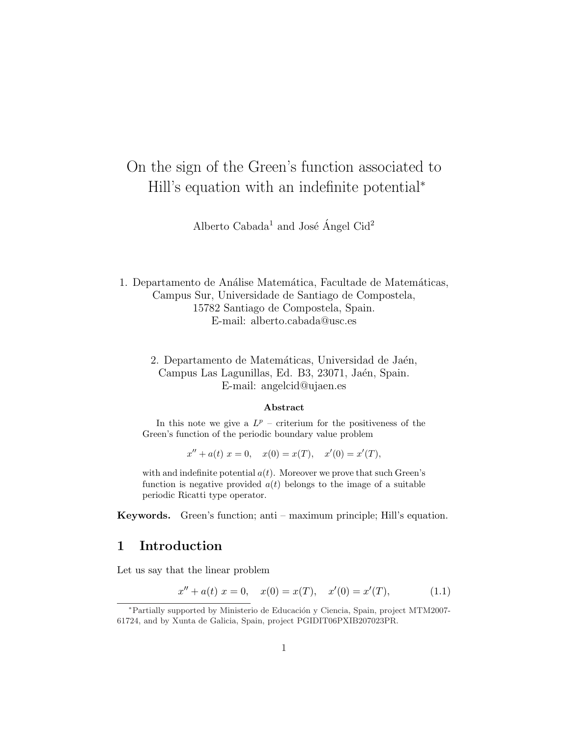# On the sign of the Green's function associated to Hill's equation with an indefinite potential*

Alberto Cabada[1] and José Ángel Cid[2]

1. Departamento de Análise Matemática, Facultade de Matemáticas, Campus Sur, Universidade de Santiago de Compostela, 15782 Santiago de Compostela, Spain. E-mail: alberto.cabada@usc.es

2. Departamento de Matemáticas, Universidad de Jaén, Campus Las Lagunillas, Ed. B3, 23071, Jaén, Spain. E-mail: angelcid@ujaen.es

**Abstract**

In this note we give a $L^p$ – criterium for the positiveness of the Green's function of the periodic boundary value problem

$$x'' + a(t)\, x = 0, \quad x(0) = x(T), \quad x'(0) = x'(T),$$

with and indefinite potential $a(t)$. Moreover we prove that such Green's function is negative provided $a(t)$ belongs to the image of a suitable periodic Ricatti type operator.

**Keywords.** Green's function; anti – maximum principle; Hill's equation.

## 1 Introduction

Let us say that the linear problem

$$x'' + a(t)\, x = 0, \quad x(0) = x(T), \quad x'(0) = x'(T), \tag{1.1}$$

*Partially supported by Ministerio de Educación y Ciencia, Spain, project MTM2007-61724, and by Xunta de Galicia, Spain, project PGIDIT06PXIB207023PR.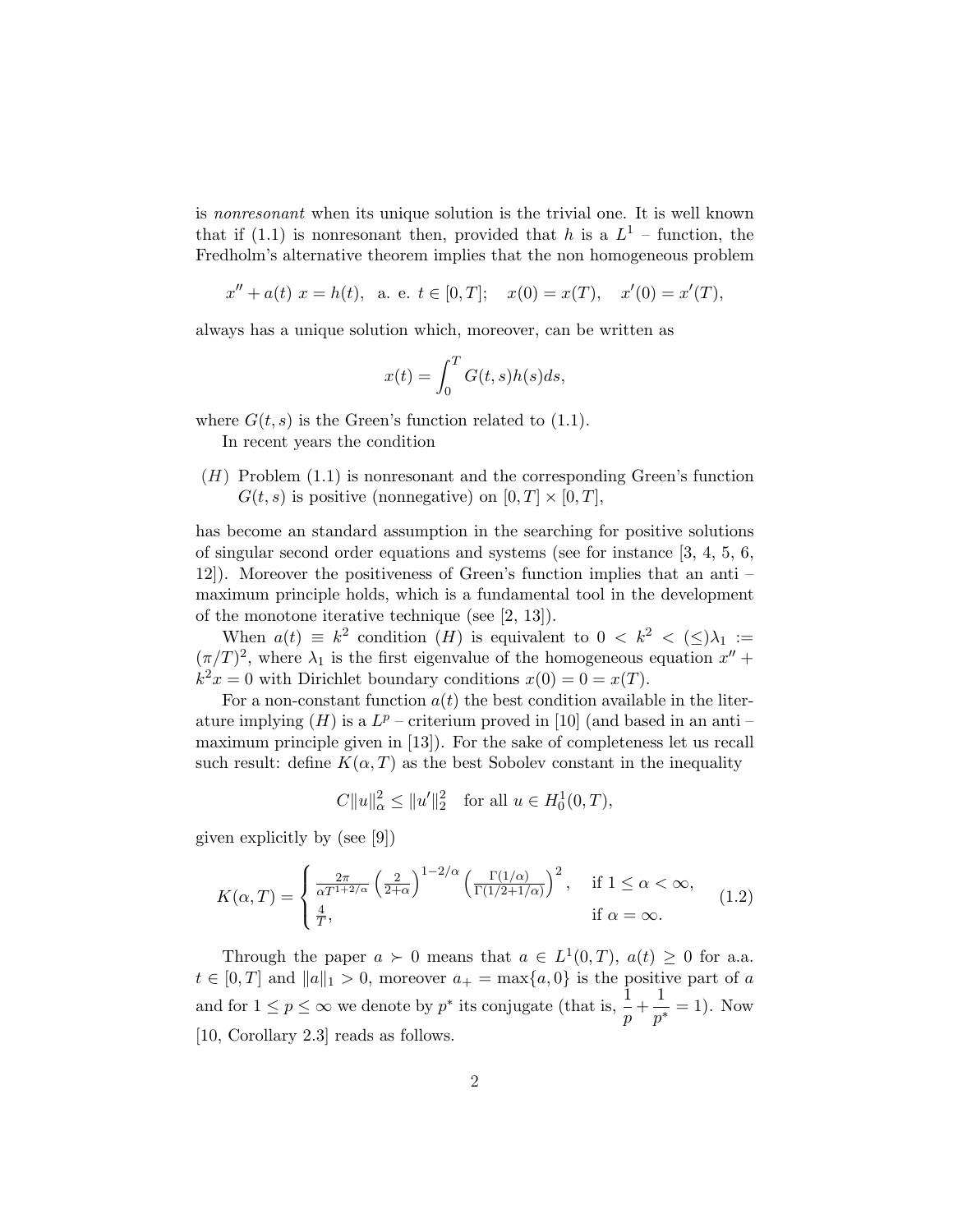is *nonresonant* when its unique solution is the trivial one. It is well known that if (1.1) is nonresonant then, provided that $h$ is a $L^1$ – function, the Fredholm's alternative theorem implies that the non homogeneous problem

$$x'' + a(t)\, x = h(t), \text{ a. e. } t \in [0,T]; \quad x(0) = x(T), \quad x'(0) = x'(T),$$

always has a unique solution which, moreover, can be written as

$$x(t) = \int_0^T G(t,s)h(s)ds,$$

where $G(t,s)$ is the Green's function related to (1.1).

In recent years the condition

$(H)$ Problem (1.1) is nonresonant and the corresponding Green's function $G(t,s)$ is positive (nonnegative) on $[0,T] \times [0,T]$,

has become an standard assumption in the searching for positive solutions of singular second order equations and systems (see for instance [3, 4, 5, 6, 12]). Moreover the positiveness of Green's function implies that an anti – maximum principle holds, which is a fundamental tool in the development of the monotone iterative technique (see [2, 13]).

When $a(t) \equiv k^2$ condition $(H)$ is equivalent to $0 < k^2 < (\leq) \lambda_1 := (\pi/T)^2$, where $\lambda_1$ is the first eigenvalue of the homogeneous equation $x'' + k^2 x = 0$ with Dirichlet boundary conditions $x(0) = 0 = x(T)$.

For a non-constant function $a(t)$ the best condition available in the literature implying $(H)$ is a $L^p$ – criterium proved in [10] (and based in an anti – maximum principle given in [13]). For the sake of completeness let us recall such result: define $K(\alpha, T)$ as the best Sobolev constant in the inequality

$$C\|u\|_\alpha^2 \leq \|u'\|_2^2 \quad \text{for all } u \in H_0^1(0,T),$$

given explicitly by (see [9])

$$K(\alpha,T) = \begin{cases} \frac{2\pi}{\alpha T^{1+2/\alpha}} \left(\frac{2}{2+\alpha}\right)^{1-2/\alpha} \left(\frac{\Gamma(1/\alpha)}{\Gamma(1/2+1/\alpha)}\right)^2, & \text{if } 1 \leq \alpha < \infty, \\ \frac{4}{T}, & \text{if } \alpha = \infty. \end{cases} \tag{1.2}$$

Through the paper $a \succ 0$ means that $a \in L^1(0,T)$, $a(t) \geq 0$ for a.a. $t \in [0,T]$ and $\|a\|_1 > 0$, moreover $a_+ = \max\{a, 0\}$ is the positive part of $a$ and for $1 \leq p \leq \infty$ we denote by $p^*$ its conjugate (that is, $\dfrac{1}{p} + \dfrac{1}{p^*} = 1$). Now [10, Corollary 2.3] reads as follows.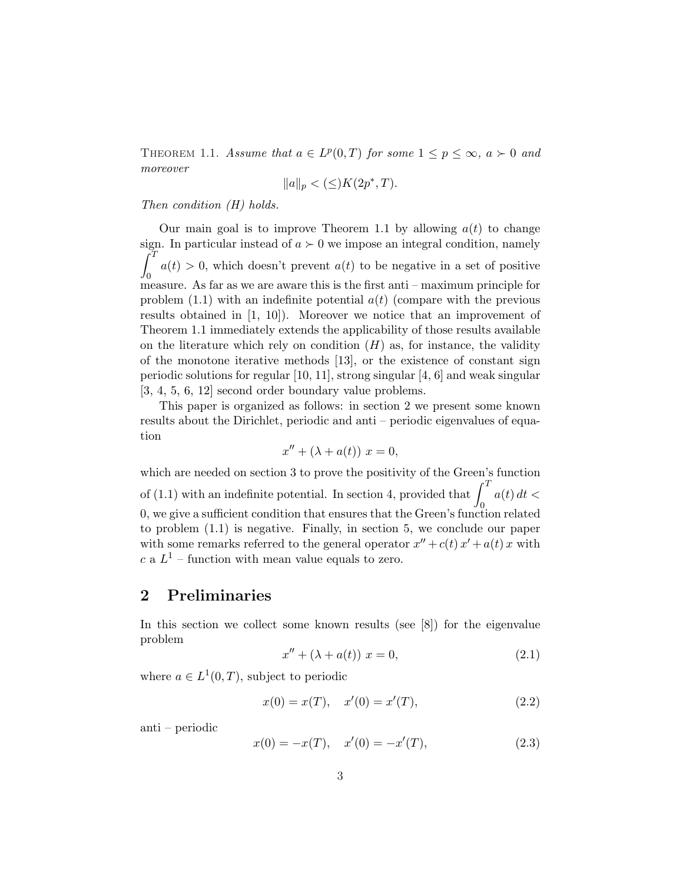THEOREM 1.1. *Assume that $a \in L^p(0,T)$ for some $1 \leq p \leq \infty$, $a \succ 0$ and moreover*

$$\|a\|_p < (\leq) K(2p^*, T).$$

*Then condition (H) holds.*

Our main goal is to improve Theorem 1.1 by allowing $a(t)$ to change sign. In particular instead of $a \succ 0$ we impose an integral condition, namely $\int_0^T a(t) > 0$, which doesn't prevent $a(t)$ to be negative in a set of positive measure. As far as we are aware this is the first anti – maximum principle for problem (1.1) with an indefinite potential $a(t)$ (compare with the previous results obtained in [1, 10]). Moreover we notice that an improvement of Theorem 1.1 immediately extends the applicability of those results available on the literature which rely on condition $(H)$ as, for instance, the validity of the monotone iterative methods [13], or the existence of constant sign periodic solutions for regular [10, 11], strong singular [4, 6] and weak singular [3, 4, 5, 6, 12] second order boundary value problems.

This paper is organized as follows: in section 2 we present some known results about the Dirichlet, periodic and anti – periodic eigenvalues of equation

$$x'' + (\lambda + a(t))\ x = 0,$$

which are needed on section 3 to prove the positivity of the Green's function of (1.1) with an indefinite potential. In section 4, provided that $\int_0^T a(t)\,dt < 0$, we give a sufficient condition that ensures that the Green's function related to problem (1.1) is negative. Finally, in section 5, we conclude our paper with some remarks referred to the general operator $x'' + c(t)\,x' + a(t)\,x$ with $c$ a $L^1$ – function with mean value equals to zero.

## 2 Preliminaries

In this section we collect some known results (see [8]) for the eigenvalue problem

$$x'' + (\lambda + a(t))\ x = 0, \tag{2.1}$$

where $a \in L^1(0,T)$, subject to periodic

$$x(0) = x(T), \quad x'(0) = x'(T), \tag{2.2}$$

anti – periodic

$$x(0) = -x(T), \quad x'(0) = -x'(T), \tag{2.3}$$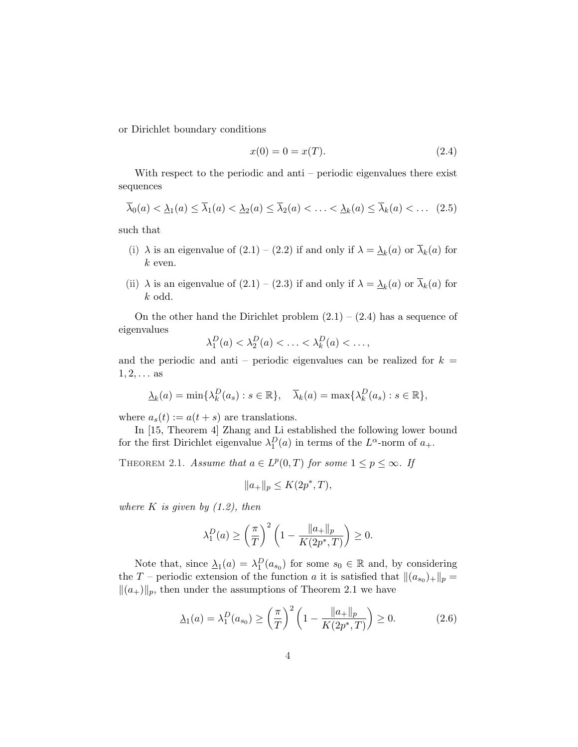or Dirichlet boundary conditions

$$x(0) = 0 = x(T). \tag{2.4}$$

With respect to the periodic and anti – periodic eigenvalues there exist sequences

$$\overline{\lambda}_0(a) < \underline{\lambda}_1(a) \leq \overline{\lambda}_1(a) < \underline{\lambda}_2(a) \leq \overline{\lambda}_2(a) < \ldots < \underline{\lambda}_k(a) \leq \overline{\lambda}_k(a) < \ldots \tag{2.5}$$

such that

(i) $\lambda$ is an eigenvalue of (2.1) – (2.2) if and only if $\lambda = \underline{\lambda}_k(a)$ or $\overline{\lambda}_k(a)$ for $k$ even.

(ii) $\lambda$ is an eigenvalue of (2.1) – (2.3) if and only if $\lambda = \underline{\lambda}_k(a)$ or $\overline{\lambda}_k(a)$ for $k$ odd.

On the other hand the Dirichlet problem (2.1) – (2.4) has a sequence of eigenvalues

$$\lambda_1^D(a) < \lambda_2^D(a) < \ldots < \lambda_k^D(a) < \ldots,$$

and the periodic and anti – periodic eigenvalues can be realized for $k = 1, 2, \ldots$ as

$$\underline{\lambda}_k(a) = \min\{\lambda_k^D(a_s) : s \in \mathbb{R}\}, \quad \overline{\lambda}_k(a) = \max\{\lambda_k^D(a_s) : s \in \mathbb{R}\},$$

where $a_s(t) := a(t+s)$ are translations.

In [15, Theorem 4] Zhang and Li established the following lower bound for the first Dirichlet eigenvalue $\lambda_1^D(a)$ in terms of the $L^\alpha$-norm of $a_+$.

Theorem 2.1. *Assume that $a \in L^p(0,T)$ for some $1 \leq p \leq \infty$. If*

$$\|a_+\|_p \leq K(2p^*, T),$$

*where $K$ is given by (1.2), then*

$$\lambda_1^D(a) \geq \left(\frac{\pi}{T}\right)^2 \left(1 - \frac{\|a_+\|_p}{K(2p^*, T)}\right) \geq 0.$$

Note that, since $\underline{\lambda}_1(a) = \lambda_1^D(a_{s_0})$ for some $s_0 \in \mathbb{R}$ and, by considering the $T$ – periodic extension of the function $a$ it is satisfied that $\|(a_{s_0})_+\|_p = \|(a_+)\|_p$, then under the assumptions of Theorem 2.1 we have

$$\underline{\lambda}_1(a) = \lambda_1^D(a_{s_0}) \geq \left(\frac{\pi}{T}\right)^2 \left(1 - \frac{\|a_+\|_p}{K(2p^*, T)}\right) \geq 0. \tag{2.6}$$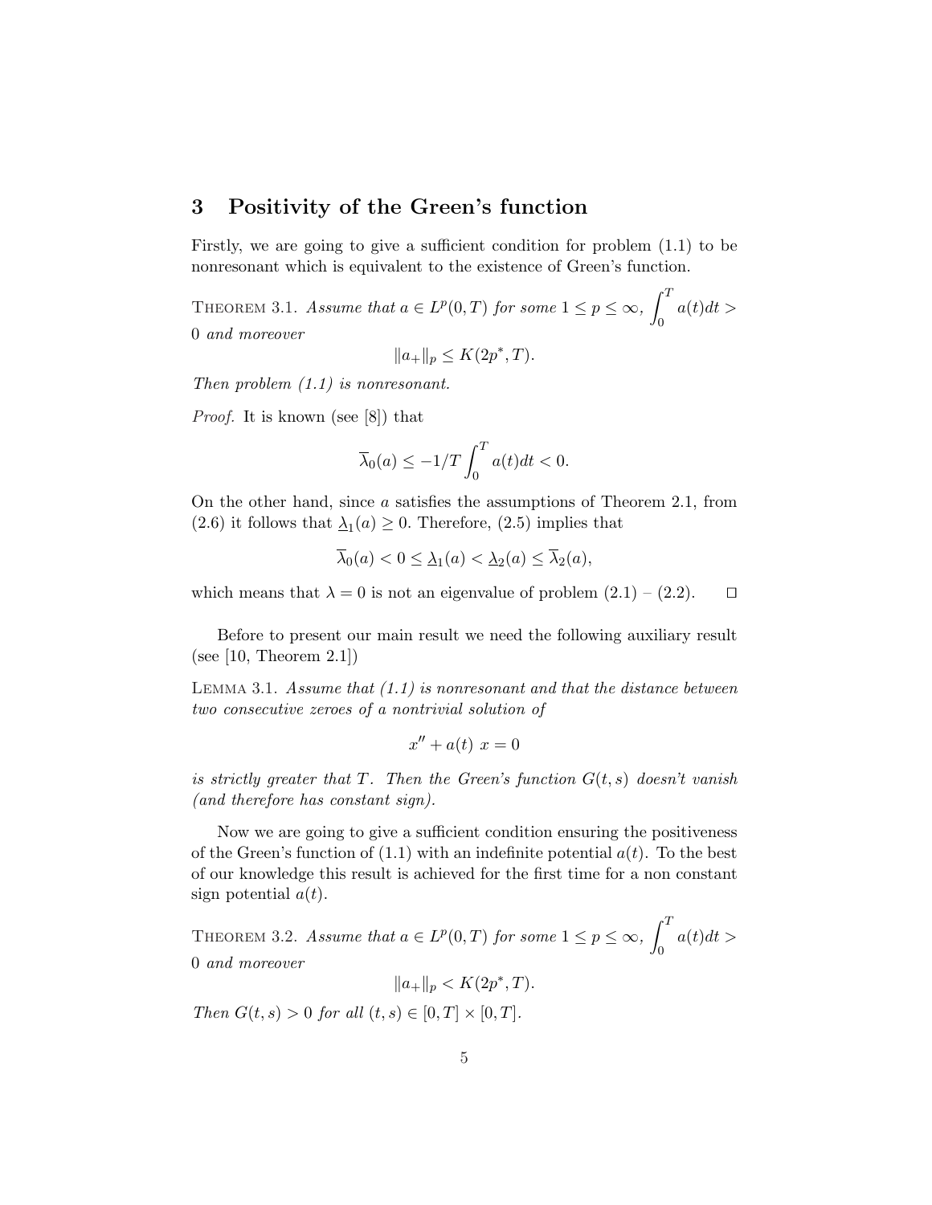## 3 Positivity of the Green's function

Firstly, we are going to give a sufficient condition for problem (1.1) to be nonresonant which is equivalent to the existence of Green's function.

THEOREM 3.1. *Assume that $a \in L^p(0,T)$ for some $1 \leq p \leq \infty$, $\int_0^T a(t)dt > 0$ and moreover*

$$\|a_+\|_p \leq K(2p^*, T).$$

*Then problem (1.1) is nonresonant.*

*Proof.* It is known (see [8]) that

$$\overline{\lambda}_0(a) \leq -1/T \int_0^T a(t)dt < 0.$$

On the other hand, since $a$ satisfies the assumptions of Theorem 2.1, from (2.6) it follows that $\underline{\lambda}_1(a) \geq 0$. Therefore, (2.5) implies that

$$\overline{\lambda}_0(a) < 0 \leq \underline{\lambda}_1(a) < \underline{\lambda}_2(a) \leq \overline{\lambda}_2(a),$$

which means that $\lambda = 0$ is not an eigenvalue of problem (2.1) – (2.2). $\square$

Before to present our main result we need the following auxiliary result (see [10, Theorem 2.1])

LEMMA 3.1. *Assume that (1.1) is nonresonant and that the distance between two consecutive zeroes of a nontrivial solution of*

$$x'' + a(t)\ x = 0$$

*is strictly greater that $T$. Then the Green's function $G(t,s)$ doesn't vanish (and therefore has constant sign).*

Now we are going to give a sufficient condition ensuring the positiveness of the Green's function of (1.1) with an indefinite potential $a(t)$. To the best of our knowledge this result is achieved for the first time for a non constant sign potential $a(t)$.

THEOREM 3.2. *Assume that $a \in L^p(0,T)$ for some $1 \leq p \leq \infty$, $\int_0^T a(t)dt > 0$ and moreover*

$$\|a_+\|_p < K(2p^*, T).$$

*Then $G(t,s) > 0$ for all $(t,s) \in [0,T] \times [0,T]$.*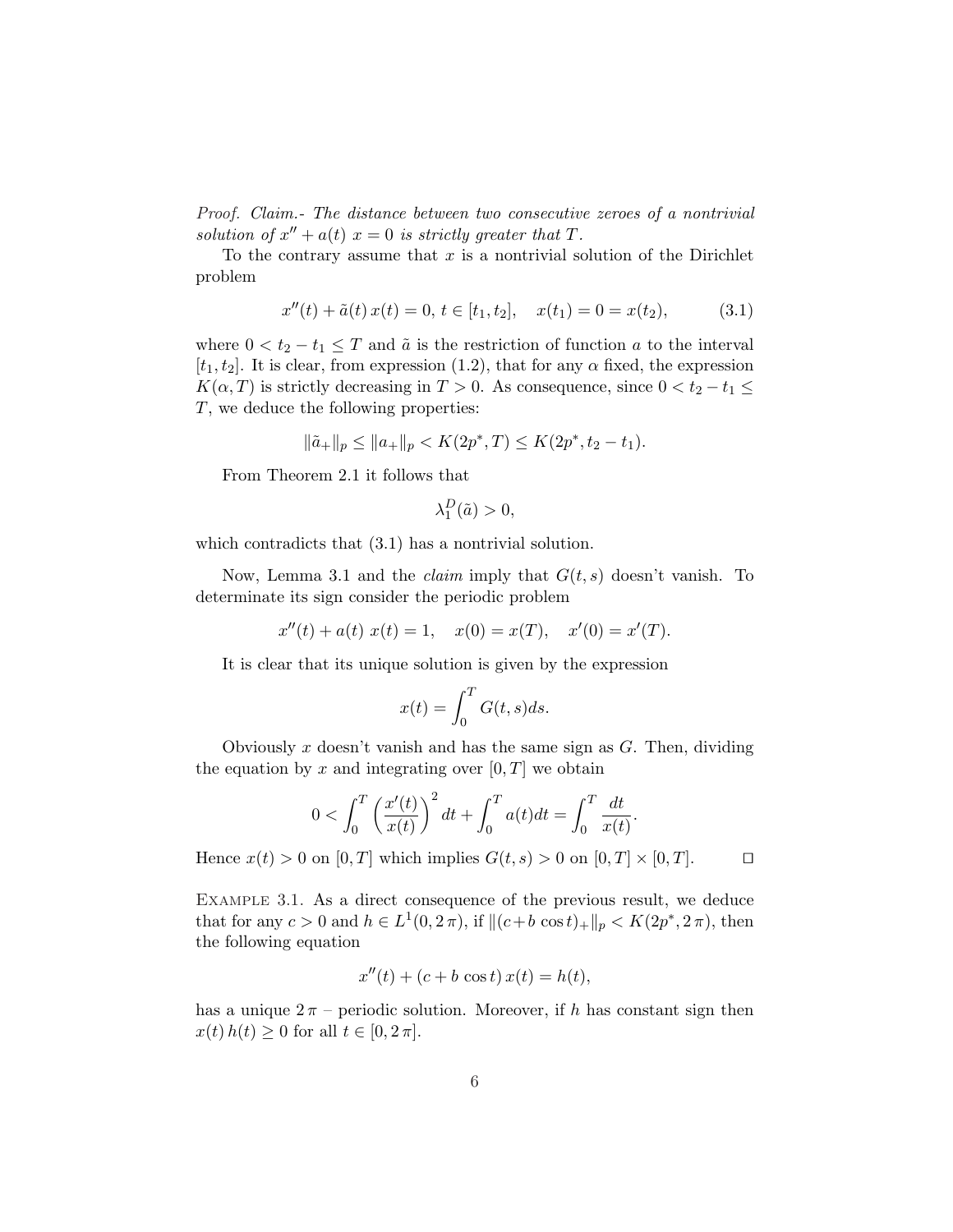*Proof. Claim.- The distance between two consecutive zeroes of a nontrivial solution of $x'' + a(t)\; x = 0$ is strictly greater that $T$.*

To the contrary assume that $x$ is a nontrivial solution of the Dirichlet problem

$$x''(t) + \tilde{a}(t)\, x(t) = 0,\; t \in [t_1, t_2], \quad x(t_1) = 0 = x(t_2), \tag{3.1}$$

where $0 < t_2 - t_1 \le T$ and $\tilde{a}$ is the restriction of function $a$ to the interval $[t_1, t_2]$. It is clear, from expression (1.2), that for any $\alpha$ fixed, the expression $K(\alpha, T)$ is strictly decreasing in $T > 0$. As consequence, since $0 < t_2 - t_1 \le T$, we deduce the following properties:

$$\|\tilde{a}_+\|_p \le \|a_+\|_p < K(2p^*, T) \le K(2p^*, t_2 - t_1).$$

From Theorem 2.1 it follows that

$$\lambda_1^D(\tilde{a}) > 0,$$

which contradicts that (3.1) has a nontrivial solution.

Now, Lemma 3.1 and the *claim* imply that $G(t, s)$ doesn't vanish. To determinate its sign consider the periodic problem

$$x''(t) + a(t)\; x(t) = 1, \quad x(0) = x(T), \quad x'(0) = x'(T).$$

It is clear that its unique solution is given by the expression

$$x(t) = \int_0^T G(t, s) ds.$$

Obviously $x$ doesn't vanish and has the same sign as $G$. Then, dividing the equation by $x$ and integrating over $[0, T]$ we obtain

$$0 < \int_0^T \left(\frac{x'(t)}{x(t)}\right)^2 dt + \int_0^T a(t) dt = \int_0^T \frac{dt}{x(t)}.$$

Hence $x(t) > 0$ on $[0, T]$ which implies $G(t, s) > 0$ on $[0, T] \times [0, T]$. $\square$

Example 3.1. As a direct consequence of the previous result, we deduce that for any $c > 0$ and $h \in L^1(0, 2\pi)$, if $\|(c + b \cos t)_+\|_p < K(2p^*, 2\pi)$, then the following equation

$$x''(t) + (c + b \cos t)\, x(t) = h(t),$$

has a unique $2\pi$ – periodic solution. Moreover, if $h$ has constant sign then $x(t)\, h(t) \ge 0$ for all $t \in [0, 2\pi]$.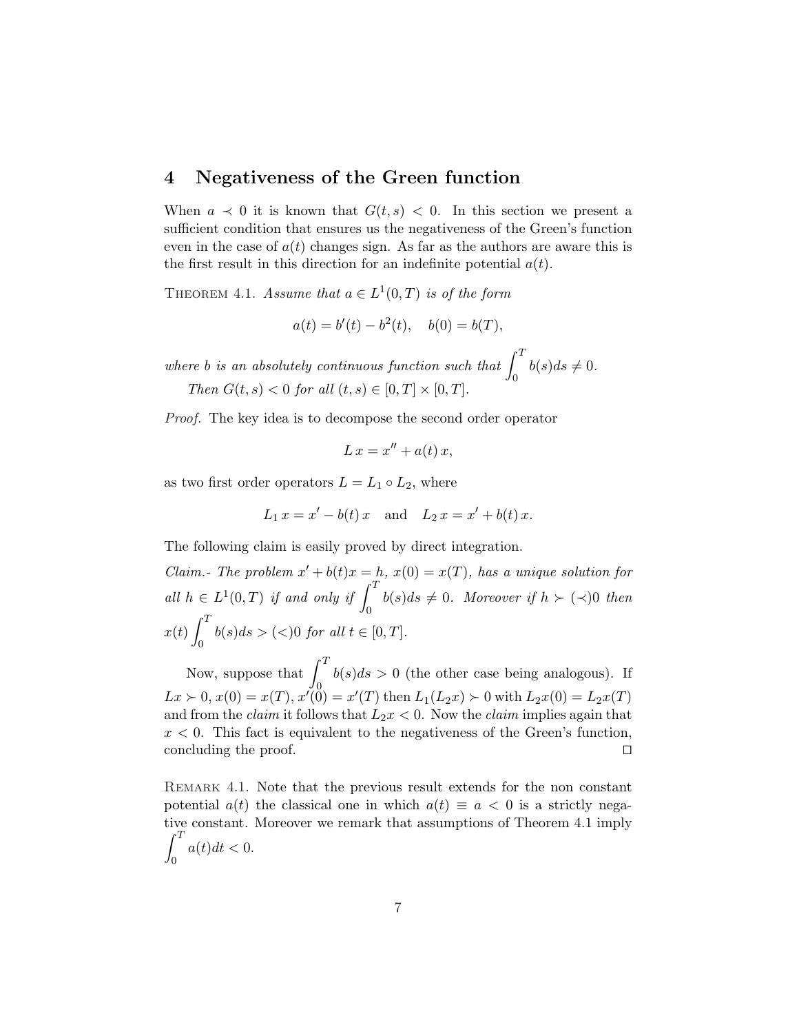## 4 Negativeness of the Green function

When $a \prec 0$ it is known that $G(t,s) < 0$. In this section we present a sufficient condition that ensures us the negativeness of the Green's function even in the case of $a(t)$ changes sign. As far as the authors are aware this is the first result in this direction for an indefinite potential $a(t)$.

THEOREM 4.1. *Assume that $a \in L^1(0,T)$ is of the form*

$$a(t) = b'(t) - b^2(t), \quad b(0) = b(T),$$

*where $b$ is an absolutely continuous function such that $\int_0^T b(s)ds \neq 0$.*

*Then $G(t,s) < 0$ for all $(t,s) \in [0,T] \times [0,T]$.*

*Proof.* The key idea is to decompose the second order operator

$$L\,x = x'' + a(t)\,x,$$

as two first order operators $L = L_1 \circ L_2$, where

$$L_1\,x = x' - b(t)\,x \quad \text{and} \quad L_2\,x = x' + b(t)\,x.$$

The following claim is easily proved by direct integration.

*Claim.- The problem $x' + b(t)x = h$, $x(0) = x(T)$, has a unique solution for all $h \in L^1(0,T)$ if and only if $\int_0^T b(s)ds \neq 0$. Moreover if $h \succ (\prec) 0$ then $x(t)\int_0^T b(s)ds > (<) 0$ for all $t \in [0,T]$.*

Now, suppose that $\int_0^T b(s)ds > 0$ (the other case being analogous). If $Lx \succ 0$, $x(0) = x(T)$, $x'(0) = x'(T)$ then $L_1(L_2 x) \succ 0$ with $L_2 x(0) = L_2 x(T)$ and from the *claim* it follows that $L_2 x < 0$. Now the *claim* implies again that $x < 0$. This fact is equivalent to the negativeness of the Green's function, concluding the proof. $\square$

REMARK 4.1. Note that the previous result extends for the non constant potential $a(t)$ the classical one in which $a(t) \equiv a < 0$ is a strictly negative constant. Moreover we remark that assumptions of Theorem 4.1 imply $\int_0^T a(t)dt < 0$.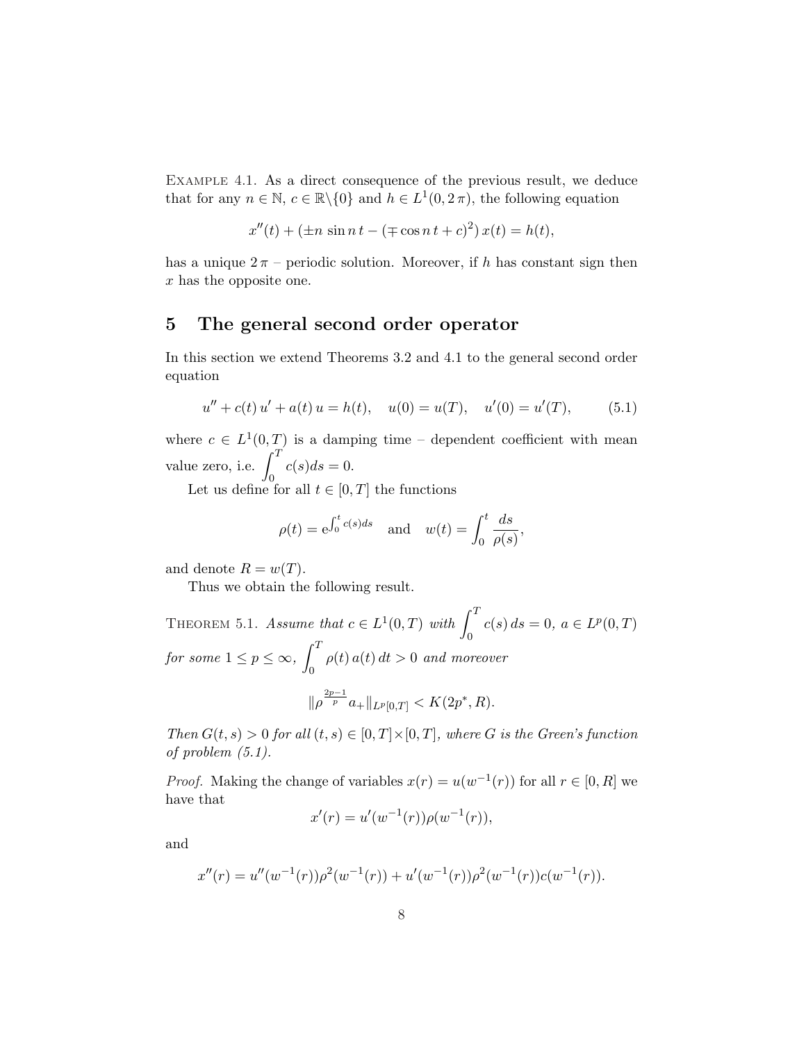Example 4.1. As a direct consequence of the previous result, we deduce that for any $n \in \mathbb{N}$, $c \in \mathbb{R}\backslash\{0\}$ and $h \in L^1(0, 2\pi)$, the following equation

$$x''(t) + (\pm n \sin n\, t - (\mp \cos n\, t + c)^2)\, x(t) = h(t),$$

has a unique $2\pi$ – periodic solution. Moreover, if $h$ has constant sign then $x$ has the opposite one.

## 5 The general second order operator

In this section we extend Theorems 3.2 and 4.1 to the general second order equation

$$u'' + c(t)\, u' + a(t)\, u = h(t), \quad u(0) = u(T), \quad u'(0) = u'(T), \tag{5.1}$$

where $c \in L^1(0, T)$ is a damping time – dependent coefficient with mean value zero, i.e. $\displaystyle\int_0^T c(s) ds = 0$.

Let us define for all $t \in [0, T]$ the functions

$$\rho(t) = \mathrm{e}^{\int_0^t c(s) ds} \quad \text{and} \quad w(t) = \int_0^t \frac{ds}{\rho(s)},$$

and denote $R = w(T)$.

Thus we obtain the following result.

Theorem 5.1. *Assume that $c \in L^1(0, T)$ with $\displaystyle\int_0^T c(s)\, ds = 0$, $a \in L^p(0, T)$ for some $1 \leq p \leq \infty$, $\displaystyle\int_0^T \rho(t)\, a(t)\, dt > 0$ and moreover*

$$\|\rho^{\frac{2p-1}{p}} a_+\|_{L^p[0,T]} < K(2p^*, R).$$

*Then $G(t, s) > 0$ for all $(t, s) \in [0, T] \times [0, T]$, where $G$ is the Green's function of problem (5.1).*

*Proof.* Making the change of variables $x(r) = u(w^{-1}(r))$ for all $r \in [0, R]$ we have that

$$x'(r) = u'(w^{-1}(r))\rho(w^{-1}(r)),$$

and

$$x''(r) = u''(w^{-1}(r))\rho^2(w^{-1}(r)) + u'(w^{-1}(r))\rho^2(w^{-1}(r))c(w^{-1}(r)).$$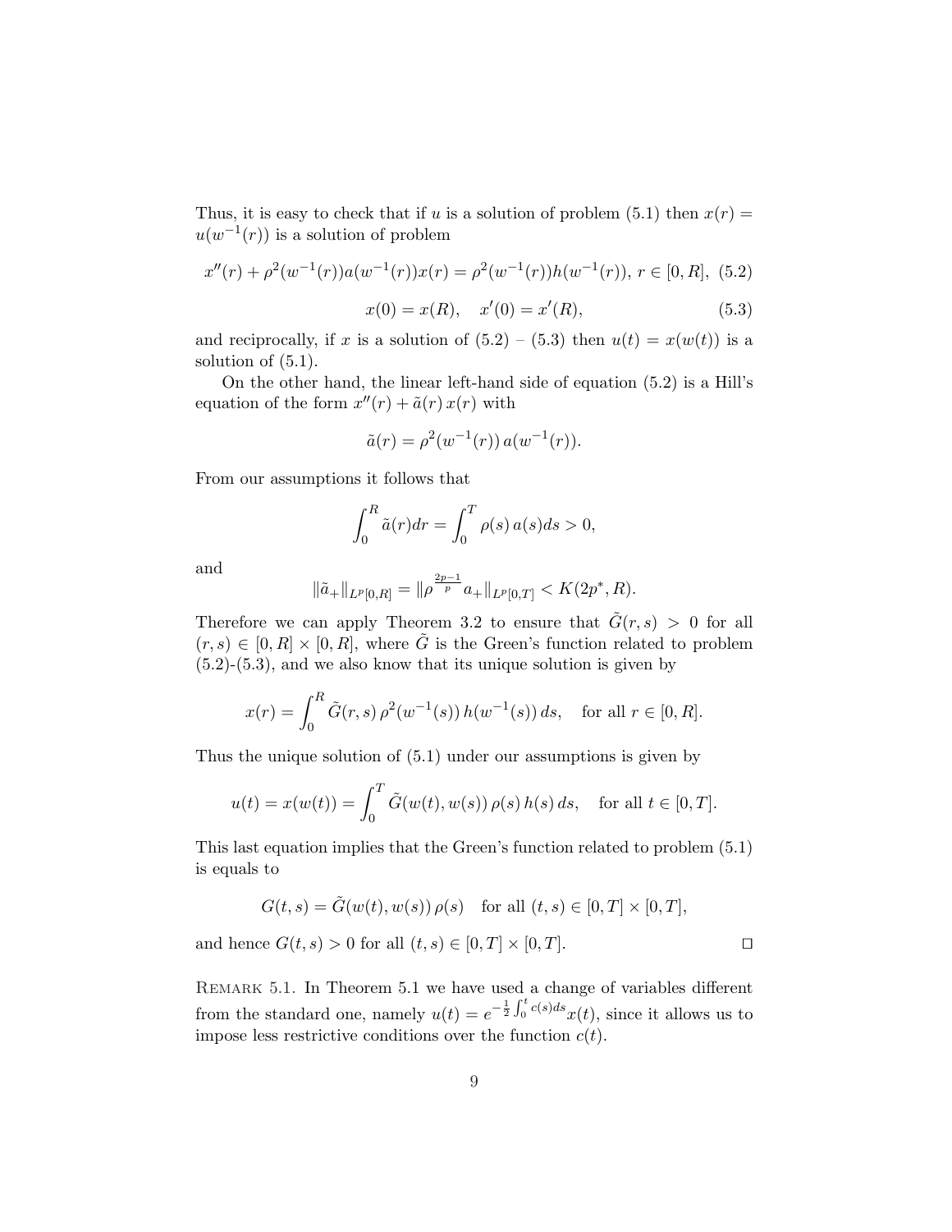Thus, it is easy to check that if $u$ is a solution of problem (5.1) then $x(r) = u(w^{-1}(r))$ is a solution of problem

$$x''(r) + \rho^2(w^{-1}(r))a(w^{-1}(r))x(r) = \rho^2(w^{-1}(r))h(w^{-1}(r)),\ r \in [0, R],\ (5.2)$$

$$x(0) = x(R), \quad x'(0) = x'(R), \tag{5.3}$$

and reciprocally, if $x$ is a solution of (5.2) – (5.3) then $u(t) = x(w(t))$ is a solution of (5.1).

On the other hand, the linear left-hand side of equation (5.2) is a Hill's equation of the form $x''(r) + \tilde{a}(r)\, x(r)$ with

$$\tilde{a}(r) = \rho^2(w^{-1}(r))\, a(w^{-1}(r)).$$

From our assumptions it follows that

$$\int_0^R \tilde{a}(r)dr = \int_0^T \rho(s)\, a(s) ds > 0,$$

and

$$\|\tilde{a}_+\|_{L^p[0,R]} = \|\rho^{\frac{2p-1}{p}} a_+\|_{L^p[0,T]} < K(2p^*, R).$$

Therefore we can apply Theorem 3.2 to ensure that $\tilde{G}(r, s) > 0$ for all $(r, s) \in [0, R] \times [0, R]$, where $\tilde{G}$ is the Green's function related to problem (5.2)-(5.3), and we also know that its unique solution is given by

$$x(r) = \int_0^R \tilde{G}(r, s)\, \rho^2(w^{-1}(s))\, h(w^{-1}(s))\, ds, \quad \text{for all } r \in [0, R].$$

Thus the unique solution of (5.1) under our assumptions is given by

$$u(t) = x(w(t)) = \int_0^T \tilde{G}(w(t), w(s))\, \rho(s)\, h(s)\, ds, \quad \text{for all } t \in [0, T].$$

This last equation implies that the Green's function related to problem (5.1) is equals to

$$G(t, s) = \tilde{G}(w(t), w(s))\, \rho(s) \quad \text{for all } (t, s) \in [0, T] \times [0, T],$$

and hence $G(t, s) > 0$ for all $(t, s) \in [0, T] \times [0, T]$. $\square$

Remark 5.1. In Theorem 5.1 we have used a change of variables different from the standard one, namely $u(t) = e^{-\frac{1}{2}\int_0^t c(s)ds} x(t)$, since it allows us to impose less restrictive conditions over the function $c(t)$.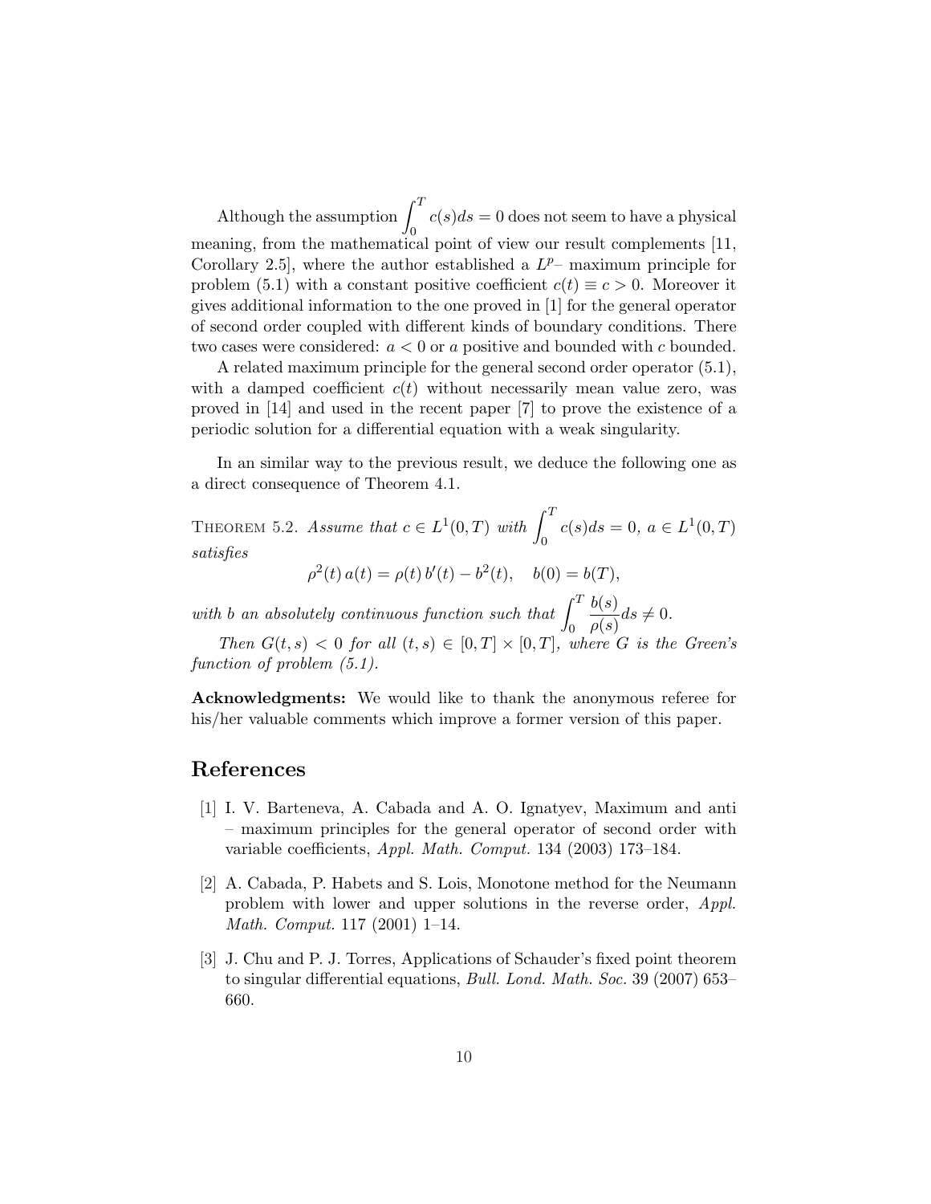Although the assumption $\displaystyle\int_0^T c(s)ds = 0$ does not seem to have a physical meaning, from the mathematical point of view our result complements [11, Corollary 2.5], where the author established a $L^p$– maximum principle for problem (5.1) with a constant positive coefficient $c(t) \equiv c > 0$. Moreover it gives additional information to the one proved in [1] for the general operator of second order coupled with different kinds of boundary conditions. There two cases were considered: $a < 0$ or $a$ positive and bounded with $c$ bounded.

A related maximum principle for the general second order operator (5.1), with a damped coefficient $c(t)$ without necessarily mean value zero, was proved in [14] and used in the recent paper [7] to prove the existence of a periodic solution for a differential equation with a weak singularity.

In an similar way to the previous result, we deduce the following one as a direct consequence of Theorem 4.1.

Theorem 5.2. *Assume that $c \in L^1(0,T)$ with $\displaystyle\int_0^T c(s)ds = 0$, $a \in L^1(0,T)$ satisfies*

$$\rho^2(t)\, a(t) = \rho(t)\, b'(t) - b^2(t), \quad b(0) = b(T),$$

*with $b$ an absolutely continuous function such that $\displaystyle\int_0^T \frac{b(s)}{\rho(s)} ds \neq 0$.*

*Then $G(t,s) < 0$ for all $(t,s) \in [0,T] \times [0,T]$, where $G$ is the Green's function of problem (5.1).*

**Acknowledgments:** We would like to thank the anonymous referee for his/her valuable comments which improve a former version of this paper.

## References

[1] I. V. Barteneva, A. Cabada and A. O. Ignatyev, Maximum and anti – maximum principles for the general operator of second order with variable coefficients, *Appl. Math. Comput.* 134 (2003) 173–184.

[2] A. Cabada, P. Habets and S. Lois, Monotone method for the Neumann problem with lower and upper solutions in the reverse order, *Appl. Math. Comput.* 117 (2001) 1–14.

[3] J. Chu and P. J. Torres, Applications of Schauder's fixed point theorem to singular differential equations, *Bull. Lond. Math. Soc.* 39 (2007) 653–660.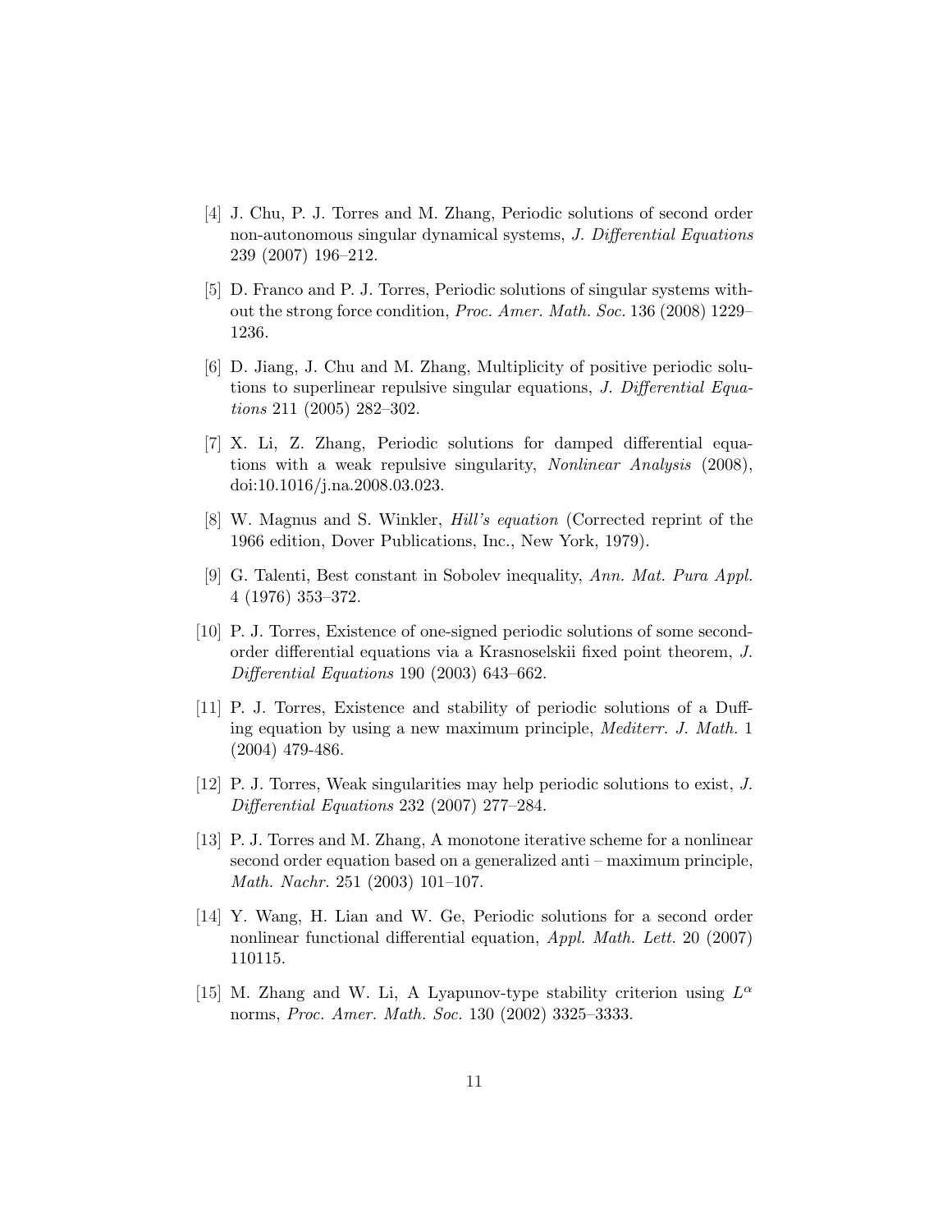[4] J. Chu, P. J. Torres and M. Zhang, Periodic solutions of second order non-autonomous singular dynamical systems, *J. Differential Equations* 239 (2007) 196–212.

[5] D. Franco and P. J. Torres, Periodic solutions of singular systems without the strong force condition, *Proc. Amer. Math. Soc.* 136 (2008) 1229–1236.

[6] D. Jiang, J. Chu and M. Zhang, Multiplicity of positive periodic solutions to superlinear repulsive singular equations, *J. Differential Equations* 211 (2005) 282–302.

[7] X. Li, Z. Zhang, Periodic solutions for damped differential equations with a weak repulsive singularity, *Nonlinear Analysis* (2008), doi:10.1016/j.na.2008.03.023.

[8] W. Magnus and S. Winkler, *Hill's equation* (Corrected reprint of the 1966 edition, Dover Publications, Inc., New York, 1979).

[9] G. Talenti, Best constant in Sobolev inequality, *Ann. Mat. Pura Appl.* 4 (1976) 353–372.

[10] P. J. Torres, Existence of one-signed periodic solutions of some second-order differential equations via a Krasnoselskii fixed point theorem, *J. Differential Equations* 190 (2003) 643–662.

[11] P. J. Torres, Existence and stability of periodic solutions of a Duffing equation by using a new maximum principle, *Mediterr. J. Math.* 1 (2004) 479-486.

[12] P. J. Torres, Weak singularities may help periodic solutions to exist, *J. Differential Equations* 232 (2007) 277–284.

[13] P. J. Torres and M. Zhang, A monotone iterative scheme for a nonlinear second order equation based on a generalized anti – maximum principle, *Math. Nachr.* 251 (2003) 101–107.

[14] Y. Wang, H. Lian and W. Ge, Periodic solutions for a second order nonlinear functional differential equation, *Appl. Math. Lett.* 20 (2007) 110115.

[15] M. Zhang and W. Li, A Lyapunov-type stability criterion using $L^\alpha$ norms, *Proc. Amer. Math. Soc.* 130 (2002) 3325–3333.